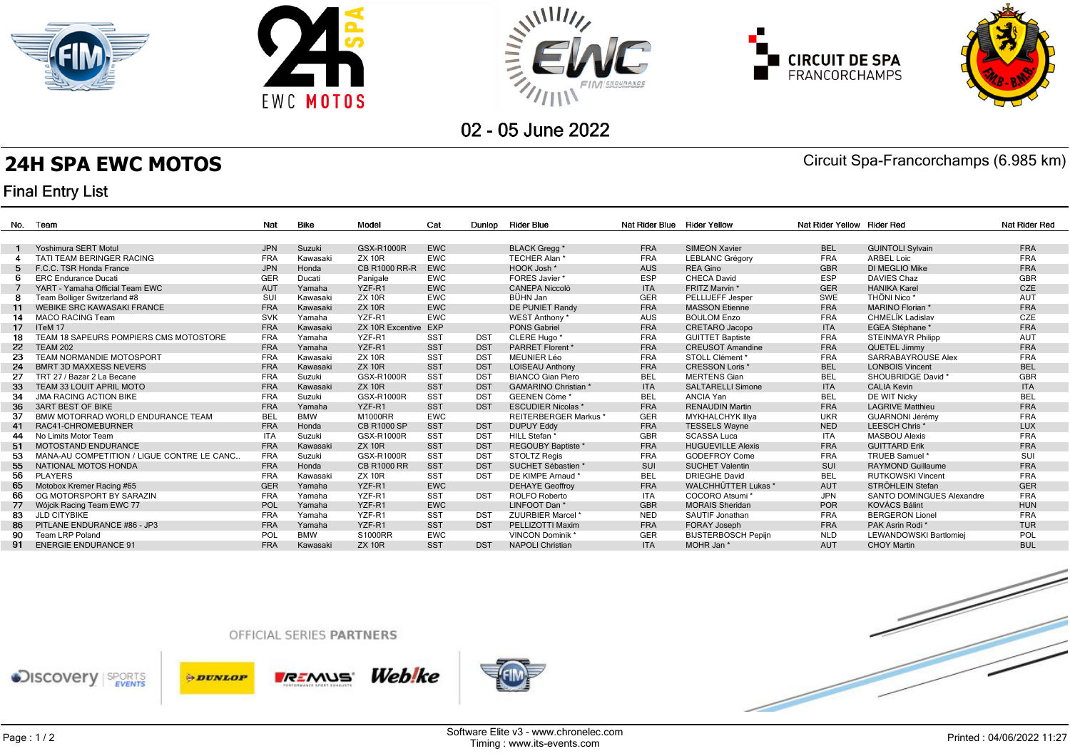02 - 05 June 2022

# 24H SPA EWC MOTOS

Circuit Spa-Francorchamps (6.985 km)

## Final Entry List

| No. | Team | Nat | Bike | Model | Cat | Dunlop | Rider Blue | Nat Rider Blue | Rider Yellow | Nat Rider Yellow | Rider Red | Nat Rider Red |
|---|---|---|---|---|---|---|---|---|---|---|---|---|
| 1 | Yoshimura SERT Motul | JPN | Suzuki | GSX-R1000R | EWC | | BLACK Gregg * | FRA | SIMEON Xavier | BEL | GUINTOLI Sylvain | FRA |
| 4 | TATI TEAM BERINGER RACING | FRA | Kawasaki | ZX 10R | EWC | | TECHER Alan * | FRA | LEBLANC Grégory | FRA | ARBEL Loic | FRA |
| 5 | F.C.C. TSR Honda France | JPN | Honda | CB R1000 RR-R | EWC | | HOOK Josh * | AUS | REA Gino | GBR | DI MEGLIO Mike | FRA |
| 6 | ERC Endurance Ducati | GER | Ducati | Panigale | EWC | | FORES Javier * | ESP | CHECA David | ESP | DAVIES Chaz | GBR |
| 7 | YART - Yamaha Official Team EWC | AUT | Yamaha | YZF-R1 | EWC | | CANEPA Niccolò | ITA | FRITZ Marvin * | GER | HANIKA Karel | CZE |
| 8 | Team Bolliger Switzerland #8 | SUI | Kawasaki | ZX 10R | EWC | | BÜHN Jan | GER | PELLIJEFF Jesper | SWE | THÖNI Nico * | AUT |
| 11 | WEBIKE SRC KAWASAKI FRANCE | FRA | Kawasaki | ZX 10R | EWC | | DE PUNIET Randy | FRA | MASSON Etienne | FRA | MARINO Florian * | FRA |
| 14 | MACO RACING Team | SVK | Yamaha | YZF-R1 | EWC | | WEST Anthony * | AUS | BOULOM Enzo | FRA | CHMELÍK Ladislav | CZE |
| 17 | ITeM 17 | FRA | Kawasaki | ZX 10R Excentive | EXP | | PONS Gabriel | FRA | CRETARO Jacopo | ITA | EGEA Stéphane * | FRA |
| 18 | TEAM 18 SAPEURS POMPIERS CMS MOTOSTORE | FRA | Yamaha | YZF-R1 | SST | DST | CLERE Hugo * | FRA | GUITTET Baptiste | FRA | STEINMAYR Philipp | AUT |
| 22 | TEAM 202 | FRA | Yamaha | YZF-R1 | SST | DST | PARRET Florent * | FRA | CREUSOT Amandine | FRA | QUETEL Jimmy | FRA |
| 23 | TEAM NORMANDIE MOTOSPORT | FRA | Kawasaki | ZX 10R | SST | DST | MEUNIER Léo | FRA | STOLL Clément * | FRA | SARRABAYROUSE Alex | FRA |
| 24 | BMRT 3D MAXXESS NEVERS | FRA | Kawasaki | ZX 10R | SST | DST | LOISEAU Anthony | FRA | CRESSON Loris * | BEL | LONBOIS Vincent | BEL |
| 27 | TRT 27 / Bazar 2 La Becane | FRA | Suzuki | GSX-R1000R | SST | DST | BIANCO Gian Piero | BEL | MERTENS Gian | BEL | SHOUBRIDGE David * | GBR |
| 33 | TEAM 33 LOUIT APRIL MOTO | FRA | Kawasaki | ZX 10R | SST | DST | GAMARINO Christian * | ITA | SALTARELLI Simone | ITA | CALIA Kevin | ITA |
| 34 | JMA RACING ACTION BIKE | FRA | Suzuki | GSX-R1000R | SST | DST | GEENEN Côme * | BEL | ANCIA Yan | BEL | DE WIT Nicky | BEL |
| 36 | 3ART BEST OF BIKE | FRA | Yamaha | YZF-R1 | SST | DST | ESCUDIER Nicolas * | FRA | RENAUDIN Martin | FRA | LAGRIVE Matthieu | FRA |
| 37 | BMW MOTORRAD WORLD ENDURANCE TEAM | BEL | BMW | M1000RR | EWC | | REITERBERGER Markus * | GER | MYKHALCHYK Illya | UKR | GUARNONI Jérémy | FRA |
| 41 | RAC41-CHROMEBURNER | FRA | Honda | CB R1000 SP | SST | DST | DUPUY Eddy | FRA | TESSELS Wayne | NED | LEESCH Chris * | LUX |
| 44 | No Limits Motor Team | ITA | Suzuki | GSX-R1000R | SST | DST | HILL Stefan * | GBR | SCASSA Luca | ITA | MASBOU Alexis | FRA |
| 51 | MOTOSTAND ENDURANCE | FRA | Kawasaki | ZX 10R | SST | DST | REGOUBY Baptiste * | FRA | HUGUEVILLE Alexis | FRA | GUITTARD Erik | FRA |
| 53 | MANA-AU COMPETITION / LIGUE CONTRE LE CANC... | FRA | Suzuki | GSX-R1000R | SST | DST | STOLTZ Regis | FRA | GODEFROY Come | FRA | TRUEB Samuel * | SUI |
| 55 | NATIONAL MOTOS HONDA | FRA | Honda | CB R1000 RR | SST | DST | SUCHET Sébastien * | SUI | SUCHET Valentin | SUI | RAYMOND Guillaume | FRA |
| 56 | PLAYERS | FRA | Kawasaki | ZX 10R | SST | DST | DE KIMPE Arnaud * | BEL | DRIEGHE David | BEL | RUTKOWSKI Vincent | FRA |
| 65 | Motobox Kremer Racing #65 | GER | Yamaha | YZF-R1 | EWC | | DEHAYE Geoffroy | FRA | WALCHHÜTTER Lukas * | AUT | STRÖHLEIN Stefan | GER |
| 66 | OG MOTORSPORT BY SARAZIN | FRA | Yamaha | YZF-R1 | SST | DST | ROLFO Roberto | ITA | COCORO Atsumi * | JPN | SANTO DOMINGUES Alexandre | FRA |
| 77 | Wójcik Racing Team EWC 77 | POL | Yamaha | YZF-R1 | EWC | | LINFOOT Dan * | GBR | MORAIS Sheridan | POR | KOVÁCS Bálint | HUN |
| 83 | JLD CITYBIKE | FRA | Yamaha | YZF-R1 | SST | DST | ZUURBIER Marcel * | NED | SAUTIF Jonathan | FRA | BERGERON Lionel | FRA |
| 86 | PITLANE ENDURANCE #86 - JP3 | FRA | Yamaha | YZF-R1 | SST | DST | PELLIZOTTI Maxim | FRA | FORAY Joseph | FRA | PAK Asrin Rodi * | TUR |
| 90 | Team LRP Poland | POL | BMW | S1000RR | EWC | | VINCON Dominik * | GER | BIJSTERBOSCH Pepijn | NLD | LEWANDOWSKI Bartlomiej | POL |
| 91 | ENERGIE ENDURANCE 91 | FRA | Kawasaki | ZX 10R | SST | DST | NAPOLI Christian | ITA | MOHR Jan * | AUT | CHOY Martin | BUL |

OFFICIAL SERIES PARTNERS

Software Elite v3 - www.chronelec.com
Timing : www.its-events.com

Printed : 04/06/2022 11:27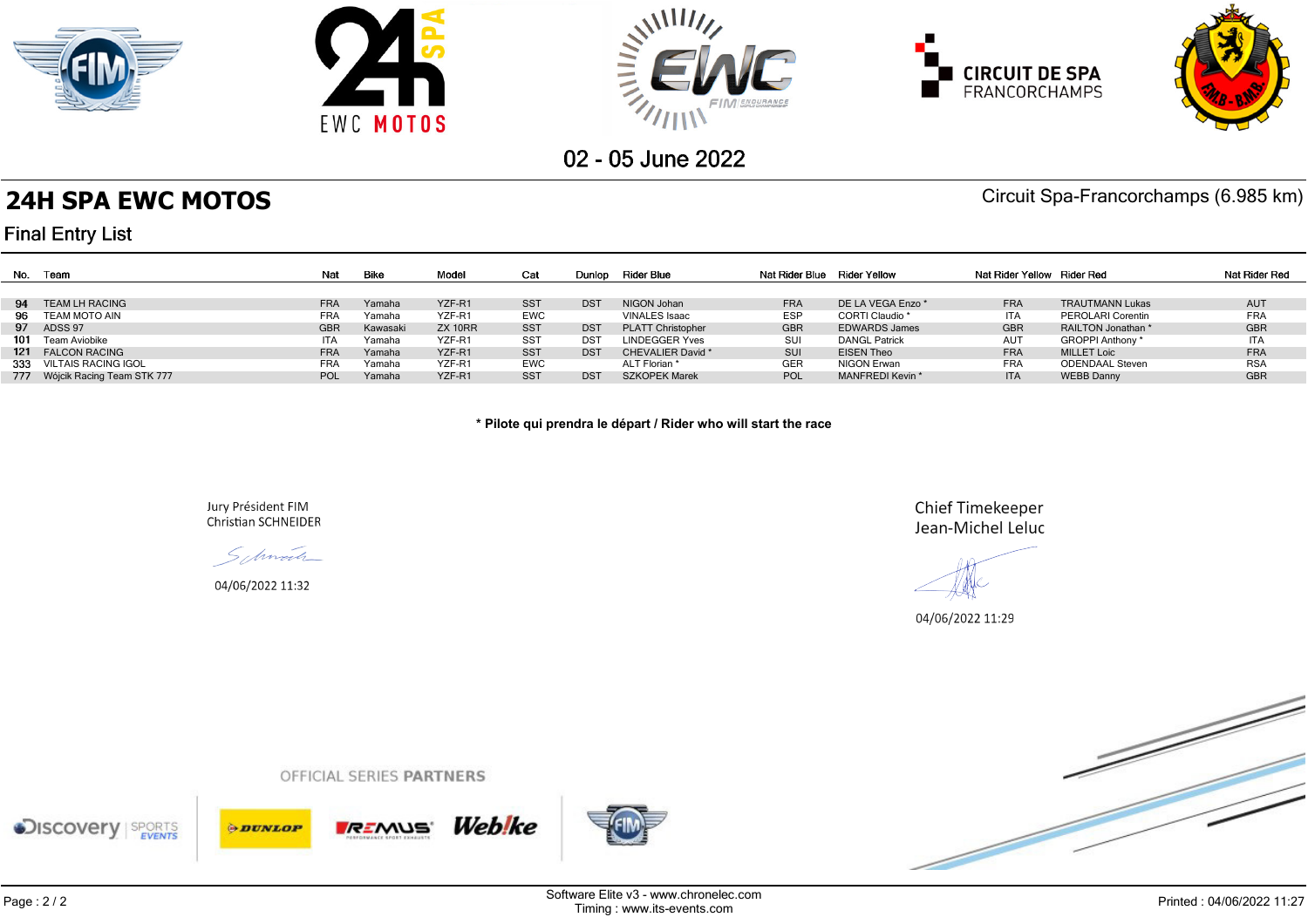02 - 05 June 2022

# 24H SPA EWC MOTOS

Circuit Spa-Francorchamps (6.985 km)

## Final Entry List

| No. | Team | Nat | Bike | Model | Cat | Dunlop | Rider Blue | Nat Rider Blue | Rider Yellow | Nat Rider Yellow | Rider Red | Nat Rider Red |
|---|---|---|---|---|---|---|---|---|---|---|---|---|
| 94 | TEAM LH RACING | FRA | Yamaha | YZF-R1 | SST | DST | NIGON Johan | FRA | DE LA VEGA Enzo * | FRA | TRAUTMANN Lukas | AUT |
| 96 | TEAM MOTO AIN | FRA | Yamaha | YZF-R1 | EWC | | VINALES Isaac | ESP | CORTI Claudio * | ITA | PEROLARI Corentin | FRA |
| 97 | ADSS 97 | GBR | Kawasaki | ZX 10RR | SST | DST | PLATT Christopher | GBR | EDWARDS James | GBR | RAILTON Jonathan * | GBR |
| 101 | Team Aviobike | ITA | Yamaha | YZF-R1 | SST | DST | LINDEGGER Yves | SUI | DANGL Patrick | AUT | GROPPI Anthony * | ITA |
| 121 | FALCON RACING | FRA | Yamaha | YZF-R1 | SST | DST | CHEVALIER David * | SUI | EISEN Theo | FRA | MILLET Loic | FRA |
| 333 | VILTAIS RACING IGOL | FRA | Yamaha | YZF-R1 | EWC | | ALT Florian * | GER | NIGON Erwan | FRA | ODENDAAL Steven | RSA |
| 777 | Wójcik Racing Team STK 777 | POL | Yamaha | YZF-R1 | SST | DST | SZKOPEK Marek | POL | MANFREDI Kevin * | ITA | WEBB Danny | GBR |

**\* Pilote qui prendra le départ / Rider who will start the race**

Jury Président FIM
Christian SCHNEIDER

04/06/2022 11:32

Chief Timekeeper
Jean-Michel Leluc

04/06/2022 11:29

OFFICIAL SERIES PARTNERS

Software Elite v3 - www.chronelec.com
Timing : www.its-events.com

Printed : 04/06/2022 11:27